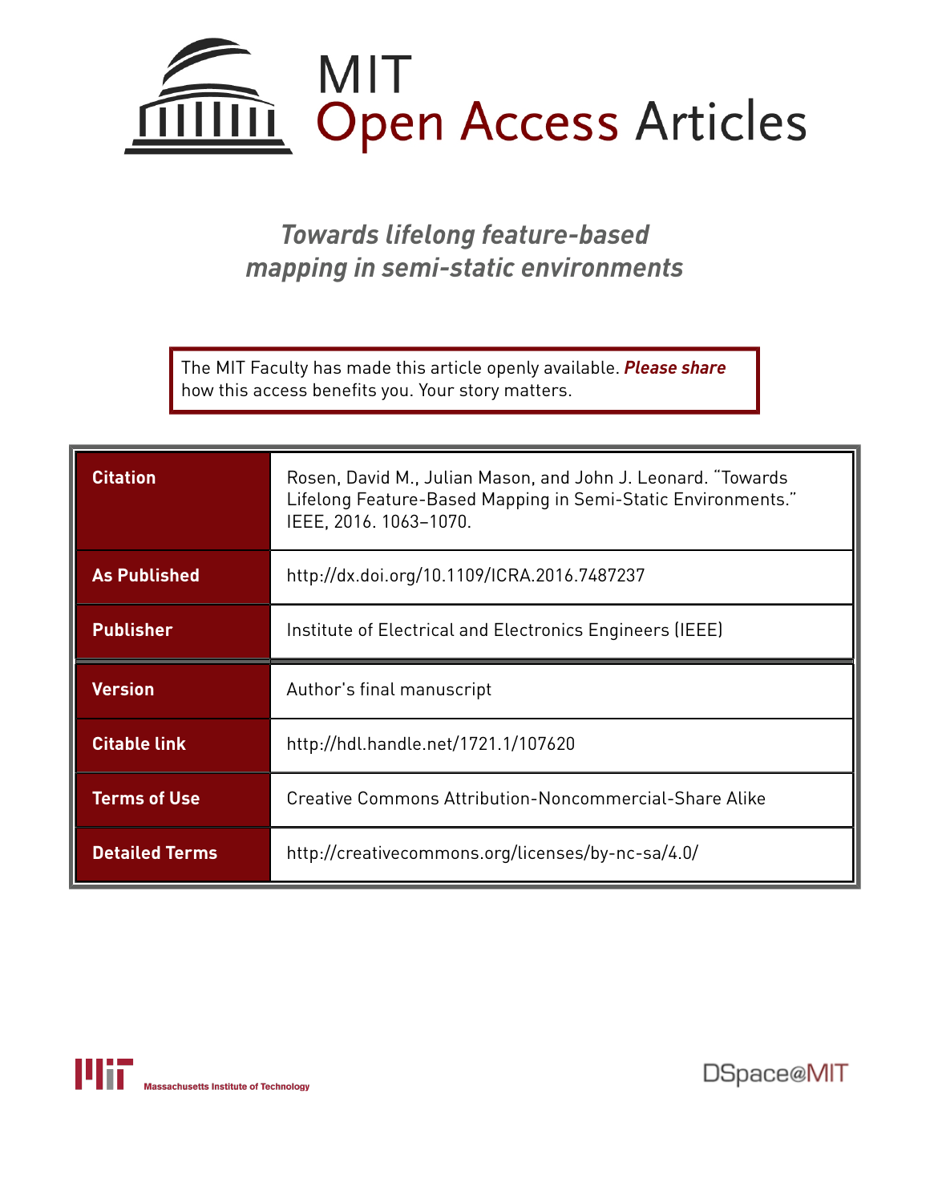# MIT Open Access Articles

## *Towards lifelong feature-based mapping in semi-static environments*

The MIT Faculty has made this article openly available. ***Please share*** how this access benefits you. Your story matters.

| | |
|---|---|
| **Citation** | Rosen, David M., Julian Mason, and John J. Leonard. "Towards Lifelong Feature-Based Mapping in Semi-Static Environments." IEEE, 2016. 1063–1070. |
| **As Published** | http://dx.doi.org/10.1109/ICRA.2016.7487237 |
| **Publisher** | Institute of Electrical and Electronics Engineers (IEEE) |
| **Version** | Author's final manuscript |
| **Citable link** | http://hdl.handle.net/1721.1/107620 |
| **Terms of Use** | Creative Commons Attribution-Noncommercial-Share Alike |
| **Detailed Terms** | http://creativecommons.org/licenses/by-nc-sa/4.0/ |

Massachusetts Institute of Technology

DSpace@MIT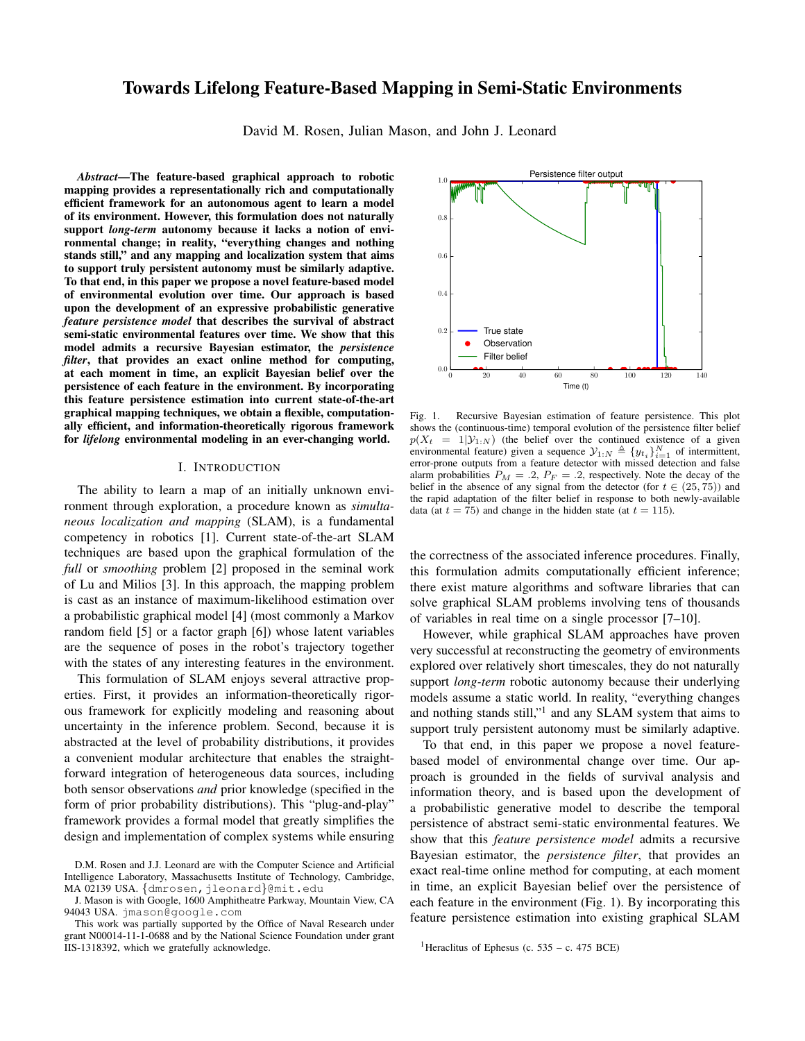# Towards Lifelong Feature-Based Mapping in Semi-Static Environments

David M. Rosen, Julian Mason, and John J. Leonard

***Abstract*—The feature-based graphical approach to robotic mapping provides a representationally rich and computationally efficient framework for an autonomous agent to learn a model of its environment. However, this formulation does not naturally support *long-term* autonomy because it lacks a notion of environmental change; in reality, "everything changes and nothing stands still," and any mapping and localization system that aims to support truly persistent autonomy must be similarly adaptive. To that end, in this paper we propose a novel feature-based model of environmental evolution over time. Our approach is based upon the development of an expressive probabilistic generative *feature persistence model* that describes the survival of abstract semi-static environmental features over time. We show that this model admits a recursive Bayesian estimator, the *persistence filter*, that provides an exact online method for computing, at each moment in time, an explicit Bayesian belief over the persistence of each feature in the environment. By incorporating this feature persistence estimation into current state-of-the-art graphical mapping techniques, we obtain a flexible, computationally efficient, and information-theoretically rigorous framework for *lifelong* environmental modeling in an ever-changing world.**

## I. Introduction

The ability to learn a map of an initially unknown environment through exploration, a procedure known as *simultaneous localization and mapping* (SLAM), is a fundamental competency in robotics [1]. Current state-of-the-art SLAM techniques are based upon the graphical formulation of the *full* or *smoothing* problem [2] proposed in the seminal work of Lu and Milios [3]. In this approach, the mapping problem is cast as an instance of maximum-likelihood estimation over a probabilistic graphical model [4] (most commonly a Markov random field [5] or a factor graph [6]) whose latent variables are the sequence of poses in the robot's trajectory together with the states of any interesting features in the environment.

This formulation of SLAM enjoys several attractive properties. First, it provides an information-theoretically rigorous framework for explicitly modeling and reasoning about uncertainty in the inference problem. Second, because it is abstracted at the level of probability distributions, it provides a convenient modular architecture that enables the straightforward integration of heterogeneous data sources, including both sensor observations *and* prior knowledge (specified in the form of prior probability distributions). This "plug-and-play" framework provides a formal model that greatly simplifies the design and implementation of complex systems while ensuring the correctness of the associated inference procedures. Finally, this formulation admits computationally efficient inference; there exist mature algorithms and software libraries that can solve graphical SLAM problems involving tens of thousands of variables in real time on a single processor [7–10].

However, while graphical SLAM approaches have proven very successful at reconstructing the geometry of environments explored over relatively short timescales, they do not naturally support *long-term* robotic autonomy because their underlying models assume a static world. In reality, "everything changes and nothing stands still,"[1] and any SLAM system that aims to support truly persistent autonomy must be similarly adaptive.

To that end, in this paper we propose a novel feature-based model of environmental change over time. Our approach is grounded in the fields of survival analysis and information theory, and is based upon the development of a probabilistic generative model to describe the temporal persistence of abstract semi-static environmental features. We show that this *feature persistence model* admits a recursive Bayesian estimator, the *persistence filter*, that provides an exact real-time online method for computing, at each moment in time, an explicit Bayesian belief over the persistence of each feature in the environment (Fig. 1). By incorporating this feature persistence estimation into existing graphical SLAM

Fig. 1. Recursive Bayesian estimation of feature persistence. This plot shows the (continuous-time) temporal evolution of the persistence filter belief $p(X_t = 1|\mathcal{Y}_{1:N})$ (the belief over the continued existence of a given environmental feature) given a sequence $\mathcal{Y}_{1:N} \triangleq \{y_{t_i}\}_{i=1}^N$ of intermittent, error-prone outputs from a feature detector with missed detection and false alarm probabilities $P_M = .2$, $P_F = .2$, respectively. Note the decay of the belief in the absence of any signal from the detector (for $t \in (25, 75)$) and the rapid adaptation of the filter belief in response to both newly-available data (at $t = 75$) and change in the hidden state (at $t = 115$).

D.M. Rosen and J.J. Leonard are with the Computer Science and Artificial Intelligence Laboratory, Massachusetts Institute of Technology, Cambridge, MA 02139 USA. {dmrosen, jleonard}@mit.edu

J. Mason is with Google, 1600 Amphitheatre Parkway, Mountain View, CA 94043 USA. jmason@google.com

This work was partially supported by the Office of Naval Research under grant N00014-11-1-0688 and by the National Science Foundation under grant IIS-1318392, which we gratefully acknowledge.

[1] Heraclitus of Ephesus (c. 535 – c. 475 BCE)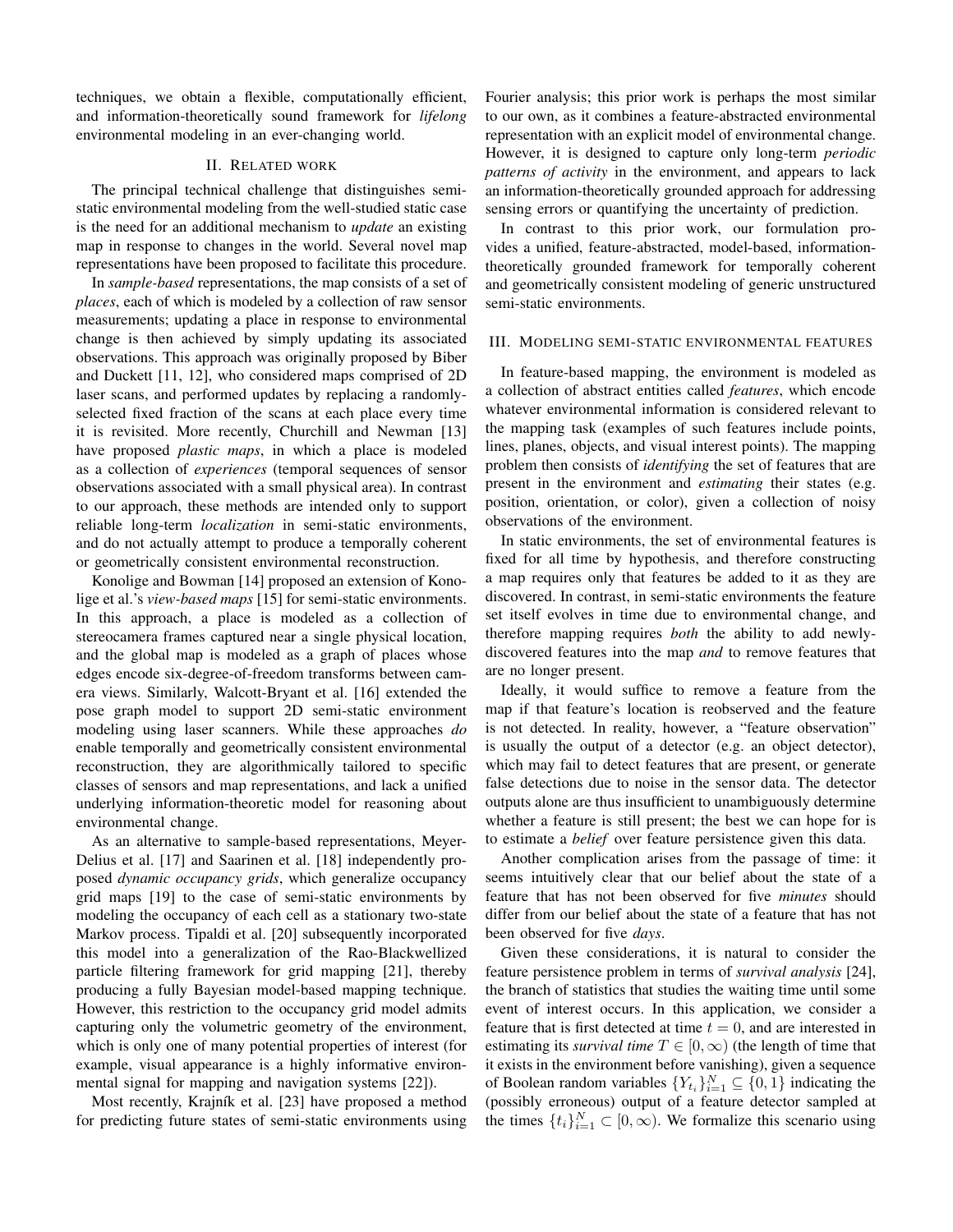techniques, we obtain a flexible, computationally efficient, and information-theoretically sound framework for *lifelong* environmental modeling in an ever-changing world.

## II. Related work

The principal technical challenge that distinguishes semi-static environmental modeling from the well-studied static case is the need for an additional mechanism to *update* an existing map in response to changes in the world. Several novel map representations have been proposed to facilitate this procedure.

In *sample-based* representations, the map consists of a set of *places*, each of which is modeled by a collection of raw sensor measurements; updating a place in response to environmental change is then achieved by simply updating its associated observations. This approach was originally proposed by Biber and Duckett [11, 12], who considered maps comprised of 2D laser scans, and performed updates by replacing a randomly-selected fixed fraction of the scans at each place every time it is revisited. More recently, Churchill and Newman [13] have proposed *plastic maps*, in which a place is modeled as a collection of *experiences* (temporal sequences of sensor observations associated with a small physical area). In contrast to our approach, these methods are intended only to support reliable long-term *localization* in semi-static environments, and do not actually attempt to produce a temporally coherent or geometrically consistent environmental reconstruction.

Konolige and Bowman [14] proposed an extension of Konolige et al.'s *view-based maps* [15] for semi-static environments. In this approach, a place is modeled as a collection of stereocamera frames captured near a single physical location, and the global map is modeled as a graph of places whose edges encode six-degree-of-freedom transforms between camera views. Similarly, Walcott-Bryant et al. [16] extended the pose graph model to support 2D semi-static environment modeling using laser scanners. While these approaches *do* enable temporally and geometrically consistent environmental reconstruction, they are algorithmically tailored to specific classes of sensors and map representations, and lack a unified underlying information-theoretic model for reasoning about environmental change.

As an alternative to sample-based representations, Meyer-Delius et al. [17] and Saarinen et al. [18] independently proposed *dynamic occupancy grids*, which generalize occupancy grid maps [19] to the case of semi-static environments by modeling the occupancy of each cell as a stationary two-state Markov process. Tipaldi et al. [20] subsequently incorporated this model into a generalization of the Rao-Blackwellized particle filtering framework for grid mapping [21], thereby producing a fully Bayesian model-based mapping technique. However, this restriction to the occupancy grid model admits capturing only the volumetric geometry of the environment, which is only one of many potential properties of interest (for example, visual appearance is a highly informative environmental signal for mapping and navigation systems [22]).

Most recently, Krajník et al. [23] have proposed a method for predicting future states of semi-static environments using Fourier analysis; this prior work is perhaps the most similar to our own, as it combines a feature-abstracted environmental representation with an explicit model of environmental change. However, it is designed to capture only long-term *periodic patterns of activity* in the environment, and appears to lack an information-theoretically grounded approach for addressing sensing errors or quantifying the uncertainty of prediction.

In contrast to this prior work, our formulation provides a unified, feature-abstracted, model-based, information-theoretically grounded framework for temporally coherent and geometrically consistent modeling of generic unstructured semi-static environments.

## III. Modeling semi-static environmental features

In feature-based mapping, the environment is modeled as a collection of abstract entities called *features*, which encode whatever environmental information is considered relevant to the mapping task (examples of such features include points, lines, planes, objects, and visual interest points). The mapping problem then consists of *identifying* the set of features that are present in the environment and *estimating* their states (e.g. position, orientation, or color), given a collection of noisy observations of the environment.

In static environments, the set of environmental features is fixed for all time by hypothesis, and therefore constructing a map requires only that features be added to it as they are discovered. In contrast, in semi-static environments the feature set itself evolves in time due to environmental change, and therefore mapping requires *both* the ability to add newly-discovered features into the map *and* to remove features that are no longer present.

Ideally, it would suffice to remove a feature from the map if that feature's location is reobserved and the feature is not detected. In reality, however, a "feature observation" is usually the output of a detector (e.g. an object detector), which may fail to detect features that are present, or generate false detections due to noise in the sensor data. The detector outputs alone are thus insufficient to unambiguously determine whether a feature is still present; the best we can hope for is to estimate a *belief* over feature persistence given this data.

Another complication arises from the passage of time: it seems intuitively clear that our belief about the state of a feature that has not been observed for five *minutes* should differ from our belief about the state of a feature that has not been observed for five *days*.

Given these considerations, it is natural to consider the feature persistence problem in terms of *survival analysis* [24], the branch of statistics that studies the waiting time until some event of interest occurs. In this application, we consider a feature that is first detected at time $t = 0$, and are interested in estimating its *survival time* $T \in [0, \infty)$ (the length of time that it exists in the environment before vanishing), given a sequence of Boolean random variables $\{Y_{t_i}\}_{i=1}^N \subseteq \{0, 1\}$ indicating the (possibly erroneous) output of a feature detector sampled at the times $\{t_i\}_{i=1}^N \subset [0, \infty)$. We formalize this scenario using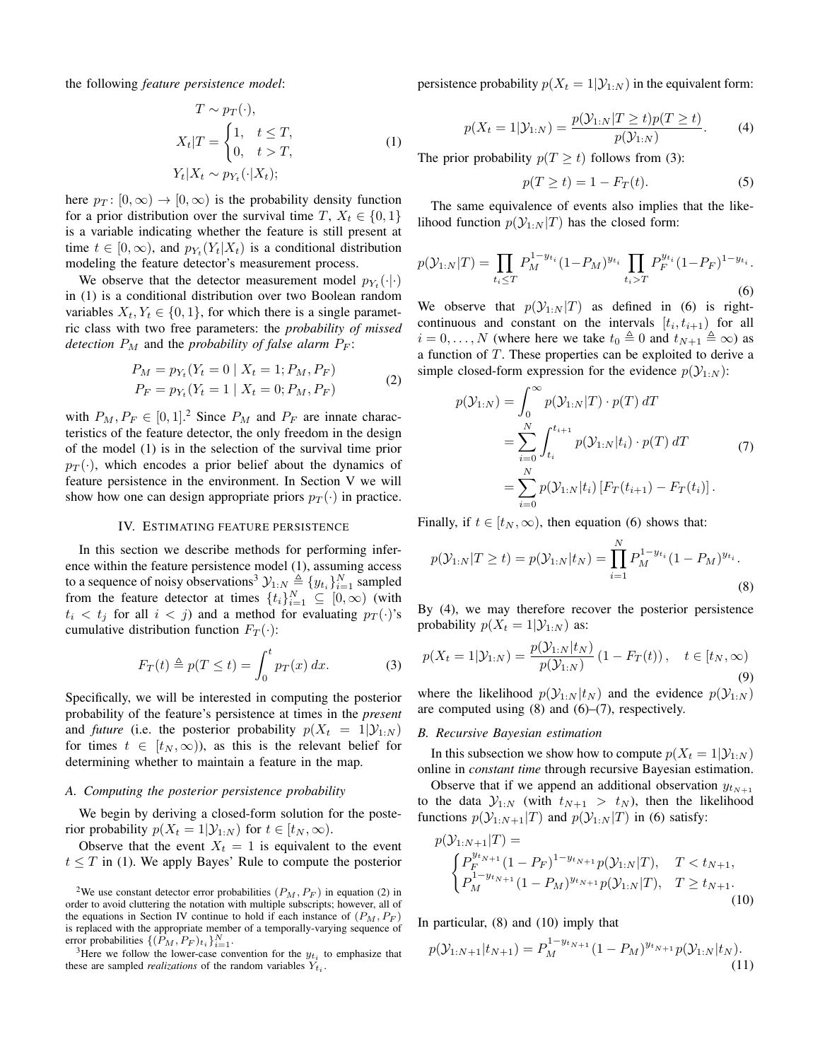the following *feature persistence model*:

$$
\begin{aligned}
T &\sim p_T(\cdot), \\
X_t | T &= \begin{cases} 1, & t \leq T, \\ 0, & t > T, \end{cases} \\
Y_t | X_t &\sim p_{Y_t}(\cdot | X_t);
\end{aligned}
\tag{1}
$$

here $p_T \colon [0, \infty) \to [0, \infty)$ is the probability density function for a prior distribution over the survival time $T$, $X_t \in \{0, 1\}$ is a variable indicating whether the feature is still present at time $t \in [0, \infty)$, and $p_{Y_t}(Y_t | X_t)$ is a conditional distribution modeling the feature detector's measurement process.

We observe that the detector measurement model $p_{Y_t}(\cdot|\cdot)$ in (1) is a conditional distribution over two Boolean random variables $X_t, Y_t \in \{0, 1\}$, for which there is a single parametric class with two free parameters: the *probability of missed detection* $P_M$ and the *probability of false alarm* $P_F$:

$$
\begin{aligned}
P_M &= p_{Y_t}(Y_t = 0 \mid X_t = 1; P_M, P_F) \\
P_F &= p_{Y_t}(Y_t = 1 \mid X_t = 0; P_M, P_F)
\end{aligned}
\tag{2}
$$

with $P_M, P_F \in [0, 1]$.[2] Since $P_M$ and $P_F$ are innate characteristics of the feature detector, the only freedom in the design of the model (1) is in the selection of the survival time prior $p_T(\cdot)$, which encodes a prior belief about the dynamics of feature persistence in the environment. In Section V we will show how one can design appropriate priors $p_T(\cdot)$ in practice.

## IV. Estimating feature persistence

In this section we describe methods for performing inference within the feature persistence model (1), assuming access to a sequence of noisy observations[3] $\mathcal{Y}_{1:N} \triangleq \{y_{t_i}\}_{i=1}^N$ sampled from the feature detector at times $\{t_i\}_{i=1}^N \subseteq [0, \infty)$ (with $t_i < t_j$ for all $i < j$) and a method for evaluating $p_T(\cdot)$'s cumulative distribution function $F_T(\cdot)$:

$$
F_T(t) \triangleq p(T \leq t) = \int_0^t p_T(x)\, dx. \tag{3}
$$

Specifically, we will be interested in computing the posterior probability of the feature's persistence at times in the *present* and *future* (i.e. the posterior probability $p(X_t = 1 | \mathcal{Y}_{1:N})$ for times $t \in [t_N, \infty)$), as this is the relevant belief for determining whether to maintain a feature in the map.

### A. Computing the posterior persistence probability

We begin by deriving a closed-form solution for the posterior probability $p(X_t = 1 | \mathcal{Y}_{1:N})$ for $t \in [t_N, \infty)$.

Observe that the event $X_t = 1$ is equivalent to the event $t \leq T$ in (1). We apply Bayes' Rule to compute the posterior persistence probability $p(X_t = 1 | \mathcal{Y}_{1:N})$ in the equivalent form:

$$
p(X_t = 1 | \mathcal{Y}_{1:N}) = \frac{p(\mathcal{Y}_{1:N} | T \geq t) p(T \geq t)}{p(\mathcal{Y}_{1:N})}. \tag{4}
$$

The prior probability $p(T \geq t)$ follows from (3):

$$
p(T \geq t) = 1 - F_T(t). \tag{5}
$$

The same equivalence of events also implies that the likelihood function $p(\mathcal{Y}_{1:N} | T)$ has the closed form:

$$
p(\mathcal{Y}_{1:N} | T) = \prod_{t_i \leq T} P_M^{1 - y_{t_i}} (1 - P_M)^{y_{t_i}} \prod_{t_i > T} P_F^{y_{t_i}} (1 - P_F)^{1 - y_{t_i}}. \tag{6}
$$

We observe that $p(\mathcal{Y}_{1:N} | T)$ as defined in (6) is right-continuous and constant on the intervals $[t_i, t_{i+1})$ for all $i = 0, \ldots, N$ (where here we take $t_0 \triangleq 0$ and $t_{N+1} \triangleq \infty$) as a function of $T$. These properties can be exploited to derive a simple closed-form expression for the evidence $p(\mathcal{Y}_{1:N})$:

$$
\begin{aligned}
p(\mathcal{Y}_{1:N}) &= \int_0^\infty p(\mathcal{Y}_{1:N} | T) \cdot p(T)\, dT \\
&= \sum_{i=0}^N \int_{t_i}^{t_{i+1}} p(\mathcal{Y}_{1:N} | t_i) \cdot p(T)\, dT \\
&= \sum_{i=0}^N p(\mathcal{Y}_{1:N} | t_i) \left[ F_T(t_{i+1}) - F_T(t_i) \right].
\end{aligned}
\tag{7}
$$

Finally, if $t \in [t_N, \infty)$, then equation (6) shows that:

$$
p(\mathcal{Y}_{1:N} | T \geq t) = p(\mathcal{Y}_{1:N} | t_N) = \prod_{i=1}^N P_M^{1 - y_{t_i}} (1 - P_M)^{y_{t_i}}. \tag{8}
$$

By (4), we may therefore recover the posterior persistence probability $p(X_t = 1 | \mathcal{Y}_{1:N})$ as:

$$
p(X_t = 1 | \mathcal{Y}_{1:N}) = \frac{p(\mathcal{Y}_{1:N} | t_N)}{p(\mathcal{Y}_{1:N})} \left(1 - F_T(t)\right), \quad t \in [t_N, \infty) \tag{9}
$$

where the likelihood $p(\mathcal{Y}_{1:N} | t_N)$ and the evidence $p(\mathcal{Y}_{1:N})$ are computed using (8) and (6)–(7), respectively.

### B. Recursive Bayesian estimation

In this subsection we show how to compute $p(X_t = 1 | \mathcal{Y}_{1:N})$ online in *constant time* through recursive Bayesian estimation.

Observe that if we append an additional observation $y_{t_{N+1}}$ to the data $\mathcal{Y}_{1:N}$ (with $t_{N+1} > t_N$), then the likelihood functions $p(\mathcal{Y}_{1:N+1} | T)$ and $p(\mathcal{Y}_{1:N} | T)$ in (6) satisfy:

$$
p(\mathcal{Y}_{1:N+1} | T) = \begin{cases} P_F^{y_{t_{N+1}}} (1 - P_F)^{1 - y_{t_{N+1}}} p(\mathcal{Y}_{1:N} | T), & T < t_{N+1}, \\ P_M^{1 - y_{t_{N+1}}} (1 - P_M)^{y_{t_{N+1}}} p(\mathcal{Y}_{1:N} | T), & T \geq t_{N+1}. \end{cases} \tag{10}
$$

In particular, (8) and (10) imply that

$$
p(\mathcal{Y}_{1:N+1} | t_{N+1}) = P_M^{1 - y_{t_{N+1}}} (1 - P_M)^{y_{t_{N+1}}} p(\mathcal{Y}_{1:N} | t_N). \tag{11}
$$

---

[2] We use constant detector error probabilities $(P_M, P_F)$ in equation (2) in order to avoid cluttering the notation with multiple subscripts; however, all of the equations in Section IV continue to hold if each instance of $(P_M, P_F)$ is replaced with the appropriate member of a temporally-varying sequence of error probabilities $\{(P_M, P_F)_{t_i}\}_{i=1}^N$.

[3] Here we follow the lower-case convention for the $y_{t_i}$ to emphasize that these are sampled *realizations* of the random variables $Y_{t_i}$.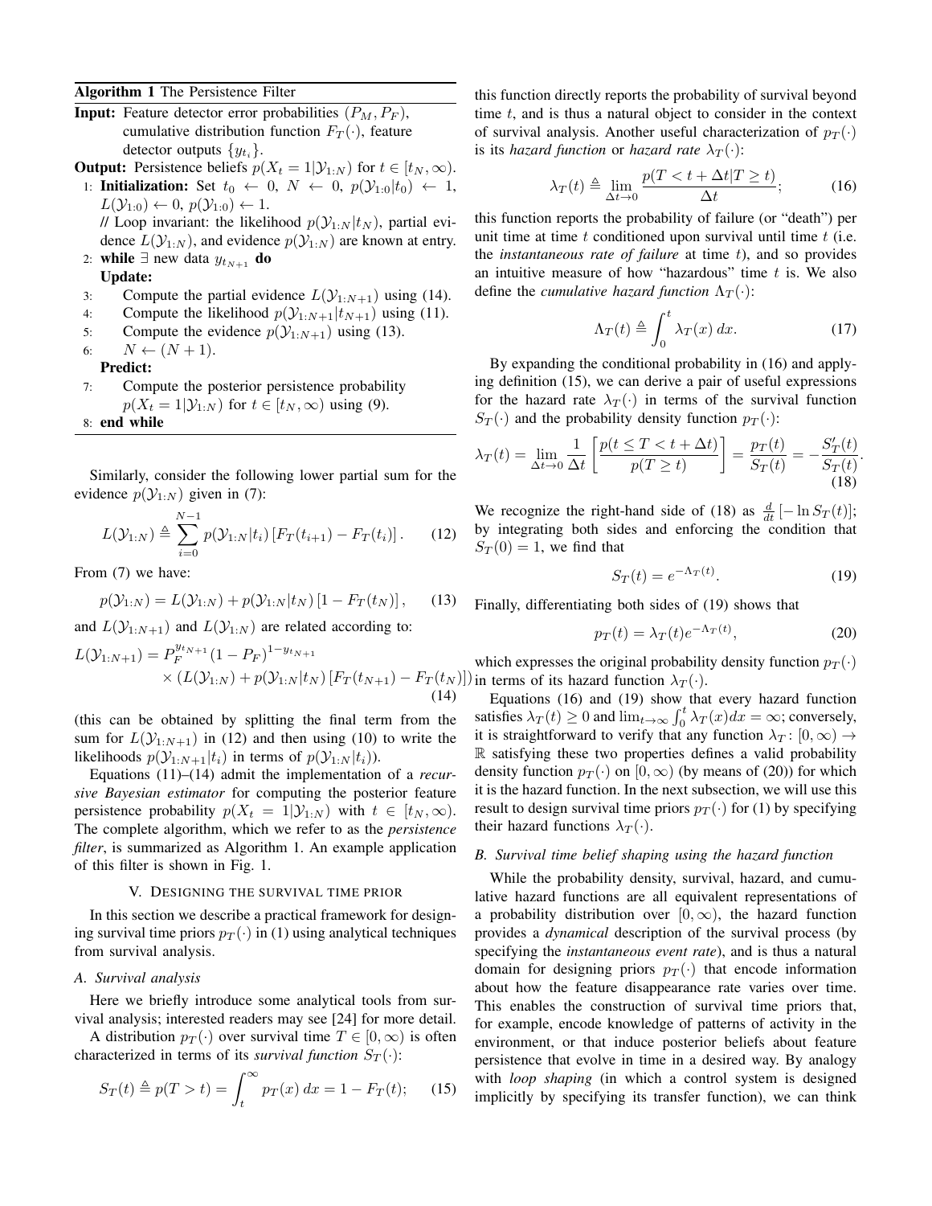**Algorithm 1** The Persistence Filter

**Input:** Feature detector error probabilities $(P_M, P_F)$, cumulative distribution function $F_T(\cdot)$, feature detector outputs $\{y_{t_i}\}$.

**Output:** Persistence beliefs $p(X_t = 1|\mathcal{Y}_{1:N})$ for $t \in [t_N, \infty)$.

1: **Initialization:** Set $t_0 \leftarrow 0$, $N \leftarrow 0$, $p(\mathcal{Y}_{1:0}|t_0) \leftarrow 1$, $L(\mathcal{Y}_{1:0}) \leftarrow 0$, $p(\mathcal{Y}_{1:0}) \leftarrow 1$.
// Loop invariant: the likelihood $p(\mathcal{Y}_{1:N}|t_N)$, partial evidence $L(\mathcal{Y}_{1:N})$, and evidence $p(\mathcal{Y}_{1:N})$ are known at entry.

2: **while** $\exists$ new data $y_{t_{N+1}}$ **do**

**Update:**

3: Compute the partial evidence $L(\mathcal{Y}_{1:N+1})$ using (14).

4: Compute the likelihood $p(\mathcal{Y}_{1:N+1}|t_{N+1})$ using (11).

5: Compute the evidence $p(\mathcal{Y}_{1:N+1})$ using (13).

6: $N \leftarrow (N+1)$.

**Predict:**

7: Compute the posterior persistence probability $p(X_t = 1|\mathcal{Y}_{1:N})$ for $t \in [t_N, \infty)$ using (9).

8: **end while**

Similarly, consider the following lower partial sum for the evidence $p(\mathcal{Y}_{1:N})$ given in (7):

$$L(\mathcal{Y}_{1:N}) \triangleq \sum_{i=0}^{N-1} p(\mathcal{Y}_{1:N}|t_i)\left[F_T(t_{i+1}) - F_T(t_i)\right]. \quad (12)$$

From (7) we have:

$$p(\mathcal{Y}_{1:N}) = L(\mathcal{Y}_{1:N}) + p(\mathcal{Y}_{1:N}|t_N)\left[1 - F_T(t_N)\right], \quad (13)$$

and $L(\mathcal{Y}_{1:N+1})$ and $L(\mathcal{Y}_{1:N})$ are related according to:

$$L(\mathcal{Y}_{1:N+1}) = P_F^{y_{t_{N+1}}}(1-P_F)^{1-y_{t_{N+1}}} \times \left(L(\mathcal{Y}_{1:N}) + p(\mathcal{Y}_{1:N}|t_N)\left[F_T(t_{N+1}) - F_T(t_N)\right]\right) \quad (14)$$

(this can be obtained by splitting the final term from the sum for $L(\mathcal{Y}_{1:N+1})$ in (12) and then using (10) to write the likelihoods $p(\mathcal{Y}_{1:N+1}|t_i)$ in terms of $p(\mathcal{Y}_{1:N}|t_i)$).

Equations (11)–(14) admit the implementation of a *recursive Bayesian estimator* for computing the posterior feature persistence probability $p(X_t = 1|\mathcal{Y}_{1:N})$ with $t \in [t_N, \infty)$. The complete algorithm, which we refer to as the *persistence filter*, is summarized as Algorithm 1. An example application of this filter is shown in Fig. 1.

## V. Designing the Survival Time Prior

In this section we describe a practical framework for designing survival time priors $p_T(\cdot)$ in (1) using analytical techniques from survival analysis.

### A. Survival analysis

Here we briefly introduce some analytical tools from survival analysis; interested readers may see [24] for more detail.

A distribution $p_T(\cdot)$ over survival time $T \in [0, \infty)$ is often characterized in terms of its *survival function* $S_T(\cdot)$:

$$S_T(t) \triangleq p(T > t) = \int_t^\infty p_T(x)\,dx = 1 - F_T(t); \quad (15)$$

this function directly reports the probability of survival beyond time $t$, and is thus a natural object to consider in the context of survival analysis. Another useful characterization of $p_T(\cdot)$ is its *hazard function* or *hazard rate* $\lambda_T(\cdot)$:

$$\lambda_T(t) \triangleq \lim_{\Delta t \to 0} \frac{p(T < t + \Delta t | T \geq t)}{\Delta t}; \quad (16)$$

this function reports the probability of failure (or "death") per unit time at time $t$ conditioned upon survival until time $t$ (i.e. the *instantaneous rate of failure* at time $t$), and so provides an intuitive measure of how "hazardous" time $t$ is. We also define the *cumulative hazard function* $\Lambda_T(\cdot)$:

$$\Lambda_T(t) \triangleq \int_0^t \lambda_T(x)\,dx. \quad (17)$$

By expanding the conditional probability in (16) and applying definition (15), we can derive a pair of useful expressions for the hazard rate $\lambda_T(\cdot)$ in terms of the survival function $S_T(\cdot)$ and the probability density function $p_T(\cdot)$:

$$\lambda_T(t) = \lim_{\Delta t \to 0} \frac{1}{\Delta t}\left[\frac{p(t \leq T < t + \Delta t)}{p(T \geq t)}\right] = \frac{p_T(t)}{S_T(t)} = -\frac{S_T'(t)}{S_T(t)}. \quad (18)$$

We recognize the right-hand side of (18) as $\frac{d}{dt}\left[-\ln S_T(t)\right]$; by integrating both sides and enforcing the condition that $S_T(0) = 1$, we find that

$$S_T(t) = e^{-\Lambda_T(t)}. \quad (19)$$

Finally, differentiating both sides of (19) shows that

$$p_T(t) = \lambda_T(t)e^{-\Lambda_T(t)}, \quad (20)$$

which expresses the original probability density function $p_T(\cdot)$ in terms of its hazard function $\lambda_T(\cdot)$.

Equations (16) and (19) show that every hazard function satisfies $\lambda_T(t) \geq 0$ and $\lim_{t\to\infty} \int_0^t \lambda_T(x)dx = \infty$; conversely, it is straightforward to verify that any function $\lambda_T\colon [0,\infty) \to \mathbb{R}$ satisfying these two properties defines a valid probability density function $p_T(\cdot)$ on $[0, \infty)$ (by means of (20)) for which it is the hazard function. In the next subsection, we will use this result to design survival time priors $p_T(\cdot)$ for (1) by specifying their hazard functions $\lambda_T(\cdot)$.

### B. Survival time belief shaping using the hazard function

While the probability density, survival, hazard, and cumulative hazard functions are all equivalent representations of a probability distribution over $[0, \infty)$, the hazard function provides a *dynamical* description of the survival process (by specifying the *instantaneous event rate*), and is thus a natural domain for designing priors $p_T(\cdot)$ that encode information about how the feature disappearance rate varies over time. This enables the construction of survival time priors that, for example, encode knowledge of patterns of activity in the environment, or that induce posterior beliefs about feature persistence that evolve in time in a desired way. By analogy with *loop shaping* (in which a control system is designed implicitly by specifying its transfer function), we can think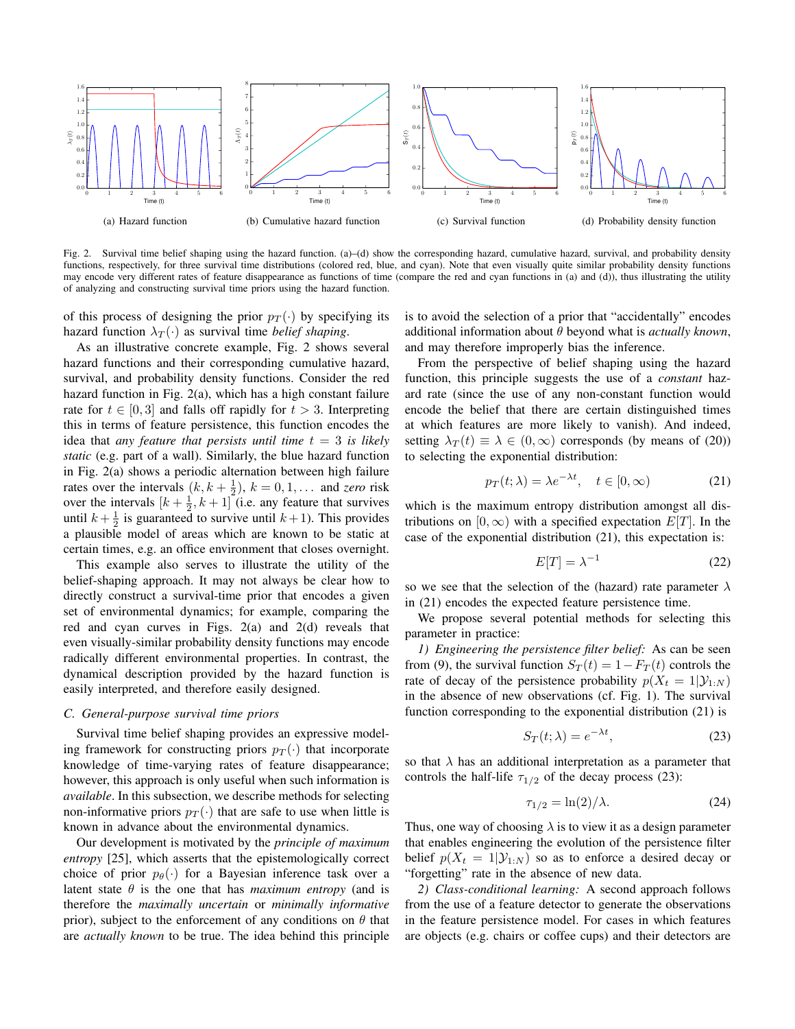(a) Hazard function

(b) Cumulative hazard function

(c) Survival function

(d) Probability density function

Fig. 2. Survival time belief shaping using the hazard function. (a)–(d) show the corresponding hazard, cumulative hazard, survival, and probability density functions, respectively, for three survival time distributions (colored red, blue, and cyan). Note that even visually quite similar probability density functions may encode very different rates of feature disappearance as functions of time (compare the red and cyan functions in (a) and (d)), thus illustrating the utility of analyzing and constructing survival time priors using the hazard function.

of this process of designing the prior $p_T(\cdot)$ by specifying its hazard function $\lambda_T(\cdot)$ as survival time *belief shaping*.

As an illustrative concrete example, Fig. 2 shows several hazard functions and their corresponding cumulative hazard, survival, and probability density functions. Consider the red hazard function in Fig. 2(a), which has a high constant failure rate for $t \in [0, 3]$ and falls off rapidly for $t > 3$. Interpreting this in terms of feature persistence, this function encodes the idea that *any feature that persists until time $t = 3$ is likely static* (e.g. part of a wall). Similarly, the blue hazard function in Fig. 2(a) shows a periodic alternation between high failure rates over the intervals $(k, k + \frac{1}{2})$, $k = 0, 1, \ldots$ and *zero* risk over the intervals $[k + \frac{1}{2}, k + 1]$ (i.e. any feature that survives until $k + \frac{1}{2}$ is guaranteed to survive until $k + 1$). This provides a plausible model of areas which are known to be static at certain times, e.g. an office environment that closes overnight.

This example also serves to illustrate the utility of the belief-shaping approach. It may not always be clear how to directly construct a survival-time prior that encodes a given set of environmental dynamics; for example, comparing the red and cyan curves in Figs. 2(a) and 2(d) reveals that even visually-similar probability density functions may encode radically different environmental properties. In contrast, the dynamical description provided by the hazard function is easily interpreted, and therefore easily designed.

### C. General-purpose survival time priors

Survival time belief shaping provides an expressive modeling framework for constructing priors $p_T(\cdot)$ that incorporate knowledge of time-varying rates of feature disappearance; however, this approach is only useful when such information is *available*. In this subsection, we describe methods for selecting non-informative priors $p_T(\cdot)$ that are safe to use when little is known in advance about the environmental dynamics.

Our development is motivated by the *principle of maximum entropy* [25], which asserts that the epistemologically correct choice of prior $p_\theta(\cdot)$ for a Bayesian inference task over a latent state $\theta$ is the one that has *maximum entropy* (and is therefore the *maximally uncertain* or *minimally informative* prior), subject to the enforcement of any conditions on $\theta$ that are *actually known* to be true. The idea behind this principle is to avoid the selection of a prior that "accidentally" encodes additional information about $\theta$ beyond what is *actually known*, and may therefore improperly bias the inference.

From the perspective of belief shaping using the hazard function, this principle suggests the use of a *constant* hazard rate (since the use of any non-constant function would encode the belief that there are certain distinguished times at which features are more likely to vanish). And indeed, setting $\lambda_T(t) \equiv \lambda \in (0, \infty)$ corresponds (by means of (20)) to selecting the exponential distribution:

$$p_T(t; \lambda) = \lambda e^{-\lambda t}, \quad t \in [0, \infty) \tag{21}$$

which is the maximum entropy distribution amongst all distributions on $[0, \infty)$ with a specified expectation $E[T]$. In the case of the exponential distribution (21), this expectation is:

$$E[T] = \lambda^{-1} \tag{22}$$

so we see that the selection of the (hazard) rate parameter $\lambda$ in (21) encodes the expected feature persistence time.

We propose several potential methods for selecting this parameter in practice:

*1) Engineering the persistence filter belief:* As can be seen from (9), the survival function $S_T(t) = 1 - F_T(t)$ controls the rate of decay of the persistence probability $p(X_t = 1|\mathcal{Y}_{1:N})$ in the absence of new observations (cf. Fig. 1). The survival function corresponding to the exponential distribution (21) is

$$S_T(t; \lambda) = e^{-\lambda t}, \tag{23}$$

so that $\lambda$ has an additional interpretation as a parameter that controls the half-life $\tau_{1/2}$ of the decay process (23):

$$\tau_{1/2} = \ln(2)/\lambda. \tag{24}$$

Thus, one way of choosing $\lambda$ is to view it as a design parameter that enables engineering the evolution of the persistence filter belief $p(X_t = 1|\mathcal{Y}_{1:N})$ so as to enforce a desired decay or "forgetting" rate in the absence of new data.

*2) Class-conditional learning:* A second approach follows from the use of a feature detector to generate the observations in the feature persistence model. For cases in which features are objects (e.g. chairs or coffee cups) and their detectors are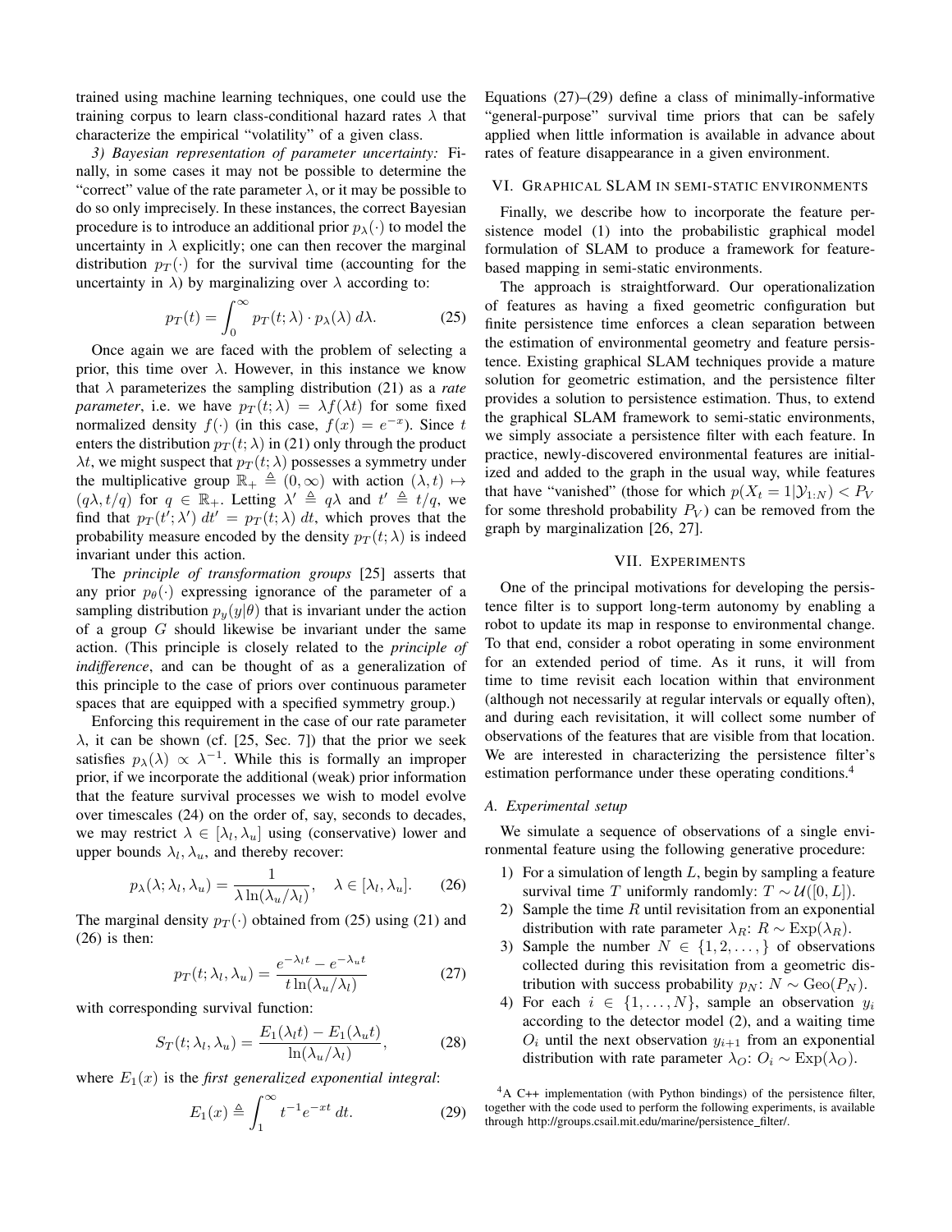trained using machine learning techniques, one could use the training corpus to learn class-conditional hazard rates $\lambda$ that characterize the empirical "volatility" of a given class.

*3) Bayesian representation of parameter uncertainty:* Finally, in some cases it may not be possible to determine the "correct" value of the rate parameter $\lambda$, or it may be possible to do so only imprecisely. In these instances, the correct Bayesian procedure is to introduce an additional prior $p_\lambda(\cdot)$ to model the uncertainty in $\lambda$ explicitly; one can then recover the marginal distribution $p_T(\cdot)$ for the survival time (accounting for the uncertainty in $\lambda$) by marginalizing over $\lambda$ according to:

$$p_T(t) = \int_0^\infty p_T(t; \lambda) \cdot p_\lambda(\lambda) \, d\lambda. \tag{25}$$

Once again we are faced with the problem of selecting a prior, this time over $\lambda$. However, in this instance we know that $\lambda$ parameterizes the sampling distribution (21) as a *rate parameter*, i.e. we have $p_T(t; \lambda) = \lambda f(\lambda t)$ for some fixed normalized density $f(\cdot)$ (in this case, $f(x) = e^{-x}$). Since $t$ enters the distribution $p_T(t; \lambda)$ in (21) only through the product $\lambda t$, we might suspect that $p_T(t; \lambda)$ possesses a symmetry under the multiplicative group $\mathbb{R}_+ \triangleq (0, \infty)$ with action $(\lambda, t) \mapsto (q\lambda, t/q)$ for $q \in \mathbb{R}_+$. Letting $\lambda' \triangleq q\lambda$ and $t' \triangleq t/q$, we find that $p_T(t'; \lambda') \, dt' = p_T(t; \lambda) \, dt$, which proves that the probability measure encoded by the density $p_T(t; \lambda)$ is indeed invariant under this action.

The *principle of transformation groups* [25] asserts that any prior $p_\theta(\cdot)$ expressing ignorance of the parameter of a sampling distribution $p_y(y|\theta)$ that is invariant under the action of a group $G$ should likewise be invariant under the same action. (This principle is closely related to the *principle of indifference*, and can be thought of as a generalization of this principle to the case of priors over continuous parameter spaces that are equipped with a specified symmetry group.)

Enforcing this requirement in the case of our rate parameter $\lambda$, it can be shown (cf. [25, Sec. 7]) that the prior we seek satisfies $p_\lambda(\lambda) \propto \lambda^{-1}$. While this is formally an improper prior, if we incorporate the additional (weak) prior information that the feature survival processes we wish to model evolve over timescales (24) on the order of, say, seconds to decades, we may restrict $\lambda \in [\lambda_l, \lambda_u]$ using (conservative) lower and upper bounds $\lambda_l, \lambda_u$, and thereby recover:

$$p_\lambda(\lambda; \lambda_l, \lambda_u) = \frac{1}{\lambda \ln(\lambda_u/\lambda_l)}, \quad \lambda \in [\lambda_l, \lambda_u]. \tag{26}$$

The marginal density $p_T(\cdot)$ obtained from (25) using (21) and (26) is then:

$$p_T(t; \lambda_l, \lambda_u) = \frac{e^{-\lambda_l t} - e^{-\lambda_u t}}{t \ln(\lambda_u/\lambda_l)} \tag{27}$$

with corresponding survival function:

$$S_T(t; \lambda_l, \lambda_u) = \frac{E_1(\lambda_l t) - E_1(\lambda_u t)}{\ln(\lambda_u/\lambda_l)}, \tag{28}$$

where $E_1(x)$ is the *first generalized exponential integral*:

$$E_1(x) \triangleq \int_1^\infty t^{-1} e^{-xt} \, dt. \tag{29}$$

Equations (27)–(29) define a class of minimally-informative "general-purpose" survival time priors that can be safely applied when little information is available in advance about rates of feature disappearance in a given environment.

## VI. Graphical SLAM in semi-static environments

Finally, we describe how to incorporate the feature persistence model (1) into the probabilistic graphical model formulation of SLAM to produce a framework for feature-based mapping in semi-static environments.

The approach is straightforward. Our operationalization of features as having a fixed geometric configuration but finite persistence time enforces a clean separation between the estimation of environmental geometry and feature persistence. Existing graphical SLAM techniques provide a mature solution for geometric estimation, and the persistence filter provides a solution to persistence estimation. Thus, to extend the graphical SLAM framework to semi-static environments, we simply associate a persistence filter with each feature. In practice, newly-discovered environmental features are initialized and added to the graph in the usual way, while features that have "vanished" (those for which $p(X_t = 1 | \mathcal{Y}_{1:N}) < P_V$ for some threshold probability $P_V$) can be removed from the graph by marginalization [26, 27].

## VII. Experiments

One of the principal motivations for developing the persistence filter is to support long-term autonomy by enabling a robot to update its map in response to environmental change. To that end, consider a robot operating in some environment for an extended period of time. As it runs, it will from time to time revisit each location within that environment (although not necessarily at regular intervals or equally often), and during each revisitation, it will collect some number of observations of the features that are visible from that location. We are interested in characterizing the persistence filter's estimation performance under these operating conditions.[4]

### A. Experimental setup

We simulate a sequence of observations of a single environmental feature using the following generative procedure:

1) For a simulation of length $L$, begin by sampling a feature survival time $T$ uniformly randomly: $T \sim \mathcal{U}([0, L])$.
2) Sample the time $R$ until revisitation from an exponential distribution with rate parameter $\lambda_R$: $R \sim \text{Exp}(\lambda_R)$.
3) Sample the number $N \in \{1, 2, \ldots, \}$ of observations collected during this revisitation from a geometric distribution with success probability $p_N$: $N \sim \text{Geo}(P_N)$.
4) For each $i \in \{1, \ldots, N\}$, sample an observation $y_i$ according to the detector model (2), and a waiting time $O_i$ until the next observation $y_{i+1}$ from an exponential distribution with rate parameter $\lambda_O$: $O_i \sim \text{Exp}(\lambda_O)$.

[4] A C++ implementation (with Python bindings) of the persistence filter, together with the code used to perform the following experiments, is available through http://groups.csail.mit.edu/marine/persistence_filter/.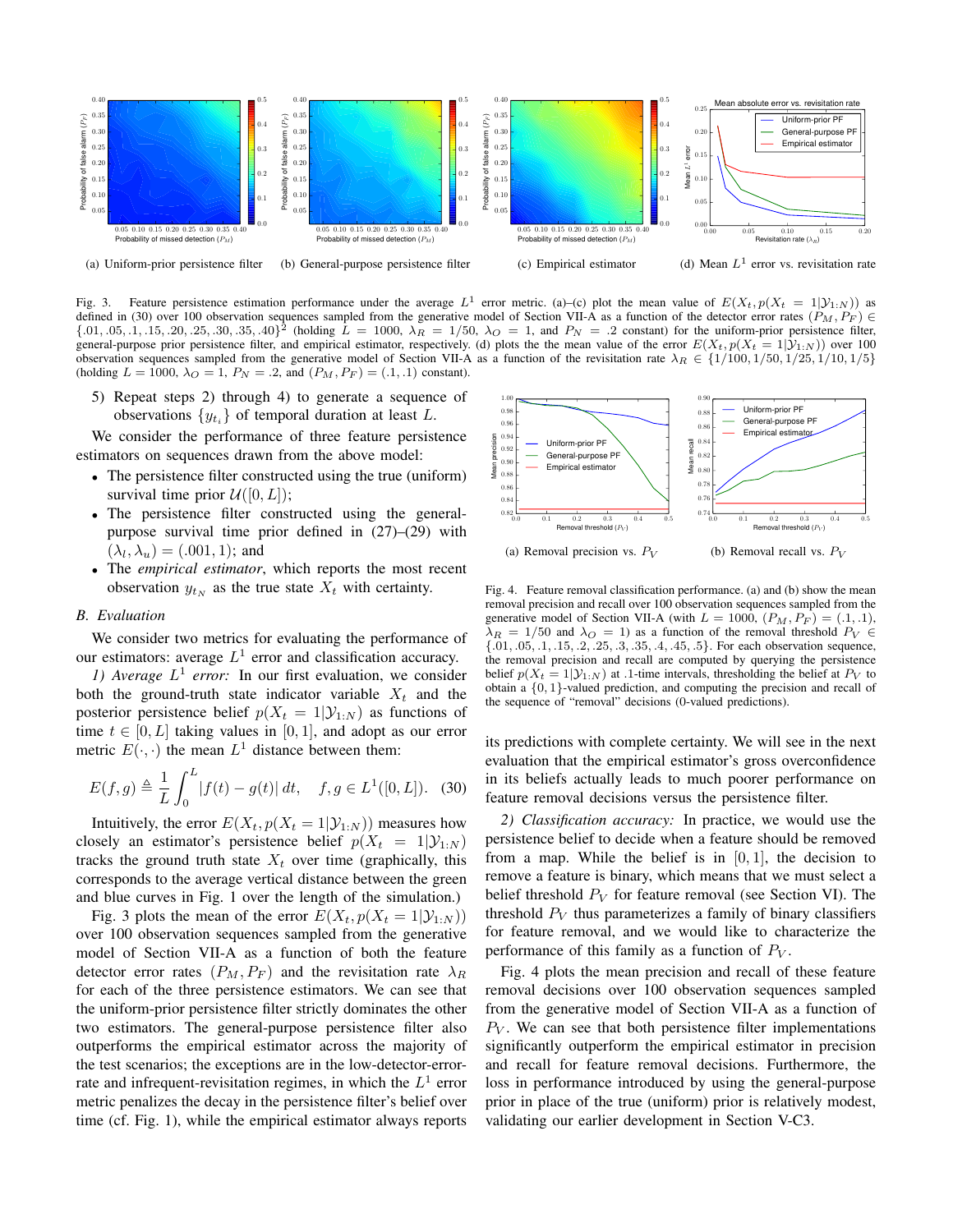(a) Uniform-prior persistence filter (b) General-purpose persistence filter (c) Empirical estimator (d) Mean $L^1$ error vs. revisitation rate

Fig. 3. Feature persistence estimation performance under the average $L^1$ error metric. (a)–(c) plot the mean value of $E(X_t, p(X_t = 1|\mathcal{Y}_{1:N}))$ as defined in (30) over 100 observation sequences sampled from the generative model of Section VII-A as a function of the detector error rates $(P_M, P_F) \in \{.01, .05, .1, .15, .20, .25, .30, .35, .40\}^2$ (holding $L = 1000$, $\lambda_R = 1/50$, $\lambda_O = 1$, and $P_N = .2$ constant) for the uniform-prior persistence filter, general-purpose prior persistence filter, and empirical estimator, respectively. (d) plots the mean value of the error $E(X_t, p(X_t = 1|\mathcal{Y}_{1:N}))$ over 100 observation sequences sampled from the generative model of Section VII-A as a function of the revisitation rate $\lambda_R \in \{1/100, 1/50, 1/25, 1/10, 1/5\}$ (holding $L = 1000$, $\lambda_O = 1$, $P_N = .2$, and $(P_M, P_F) = (.1, .1)$ constant).

5) Repeat steps 2) through 4) to generate a sequence of observations $\{y_{t_i}\}$ of temporal duration at least $L$.

We consider the performance of three feature persistence estimators on sequences drawn from the above model:

- The persistence filter constructed using the true (uniform) survival time prior $\mathcal{U}([0, L])$;
- The persistence filter constructed using the general-purpose survival time prior defined in (27)–(29) with $(\lambda_l, \lambda_u) = (.001, 1)$; and
- The *empirical estimator*, which reports the most recent observation $y_{t_N}$ as the true state $X_t$ with certainty.

### B. Evaluation

We consider two metrics for evaluating the performance of our estimators: average $L^1$ error and classification accuracy.

*1) Average $L^1$ error:* In our first evaluation, we consider both the ground-truth state indicator variable $X_t$ and the posterior persistence belief $p(X_t = 1|\mathcal{Y}_{1:N})$ as functions of time $t \in [0, L]$ taking values in $[0, 1]$, and adopt as our error metric $E(\cdot, \cdot)$ the mean $L^1$ distance between them:

$$E(f, g) \triangleq \frac{1}{L} \int_0^L |f(t) - g(t)|\, dt, \quad f, g \in L^1([0, L]). \quad (30)$$

Intuitively, the error $E(X_t, p(X_t = 1|\mathcal{Y}_{1:N}))$ measures how closely an estimator's persistence belief $p(X_t = 1|\mathcal{Y}_{1:N})$ tracks the ground truth state $X_t$ over time (graphically, this corresponds to the average vertical distance between the green and blue curves in Fig. 1 over the length of the simulation.)

Fig. 3 plots the mean of the error $E(X_t, p(X_t = 1|\mathcal{Y}_{1:N}))$ over 100 observation sequences sampled from the generative model of Section VII-A as a function of both the feature detector error rates $(P_M, P_F)$ and the revisitation rate $\lambda_R$ for each of the three persistence estimators. We can see that the uniform-prior persistence filter strictly dominates the other two estimators. The general-purpose persistence filter also outperforms the empirical estimator across the majority of the test scenarios; the exceptions are in the low-detector-error-rate and infrequent-revisitation regimes, in which the $L^1$ error metric penalizes the decay in the persistence filter's belief over time (cf. Fig. 1), while the empirical estimator always reports its predictions with complete certainty. We will see in the next evaluation that the empirical estimator's gross overconfidence in its beliefs actually leads to much poorer performance on feature removal decisions versus the persistence filter.

(a) Removal precision vs. $P_V$ (b) Removal recall vs. $P_V$

Fig. 4. Feature removal classification performance. (a) and (b) show the mean removal precision and recall over 100 observation sequences sampled from the generative model of Section VII-A (with $L = 1000$, $(P_M, P_F) = (.1, .1)$, $\lambda_R = 1/50$ and $\lambda_O = 1$) as a function of the removal threshold $P_V \in \{.01, .05, .1, .15, .2, .25, .3, .35, .4, .45, .5\}$. For each observation sequence, the removal precision and recall are computed by querying the persistence belief $p(X_t = 1|\mathcal{Y}_{1:N})$ at .1-time intervals, thresholding the belief at $P_V$ to obtain a $\{0, 1\}$-valued prediction, and computing the precision and recall of the sequence of "removal" decisions (0-valued predictions).

*2) Classification accuracy:* In practice, we would use the persistence belief to decide when a feature should be removed from a map. While the belief is in $[0, 1]$, the decision to remove a feature is binary, which means that we must select a belief threshold $P_V$ for feature removal (see Section VI). The threshold $P_V$ thus parameterizes a family of binary classifiers for feature removal, and we would like to characterize the performance of this family as a function of $P_V$.

Fig. 4 plots the mean precision and recall of these feature removal decisions over 100 observation sequences sampled from the generative model of Section VII-A as a function of $P_V$. We can see that both persistence filter implementations significantly outperform the empirical estimator in precision and recall for feature removal decisions. Furthermore, the loss in performance introduced by using the general-purpose prior in place of the true (uniform) prior is relatively modest, validating our earlier development in Section V-C3.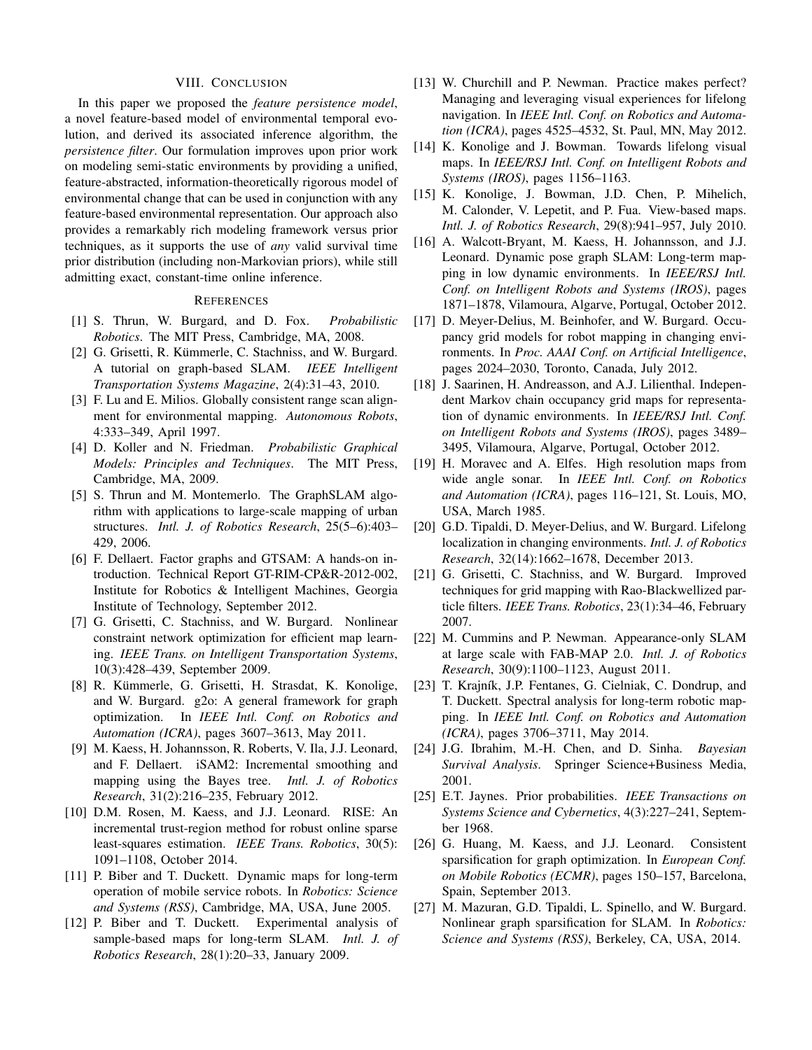## VIII. Conclusion

In this paper we proposed the *feature persistence model*, a novel feature-based model of environmental temporal evolution, and derived its associated inference algorithm, the *persistence filter*. Our formulation improves upon prior work on modeling semi-static environments by providing a unified, feature-abstracted, information-theoretically rigorous model of environmental change that can be used in conjunction with any feature-based environmental representation. Our approach also provides a remarkably rich modeling framework versus prior techniques, as it supports the use of *any* valid survival time prior distribution (including non-Markovian priors), while still admitting exact, constant-time online inference.

## References

[1] S. Thrun, W. Burgard, and D. Fox. *Probabilistic Robotics*. The MIT Press, Cambridge, MA, 2008.

[2] G. Grisetti, R. Kümmerle, C. Stachniss, and W. Burgard. A tutorial on graph-based SLAM. *IEEE Intelligent Transportation Systems Magazine*, 2(4):31–43, 2010.

[3] F. Lu and E. Milios. Globally consistent range scan alignment for environmental mapping. *Autonomous Robots*, 4:333–349, April 1997.

[4] D. Koller and N. Friedman. *Probabilistic Graphical Models: Principles and Techniques*. The MIT Press, Cambridge, MA, 2009.

[5] S. Thrun and M. Montemerlo. The GraphSLAM algorithm with applications to large-scale mapping of urban structures. *Intl. J. of Robotics Research*, 25(5–6):403–429, 2006.

[6] F. Dellaert. Factor graphs and GTSAM: A hands-on introduction. Technical Report GT-RIM-CP&R-2012-002, Institute for Robotics & Intelligent Machines, Georgia Institute of Technology, September 2012.

[7] G. Grisetti, C. Stachniss, and W. Burgard. Nonlinear constraint network optimization for efficient map learning. *IEEE Trans. on Intelligent Transportation Systems*, 10(3):428–439, September 2009.

[8] R. Kümmerle, G. Grisetti, H. Strasdat, K. Konolige, and W. Burgard. g2o: A general framework for graph optimization. In *IEEE Intl. Conf. on Robotics and Automation (ICRA)*, pages 3607–3613, May 2011.

[9] M. Kaess, H. Johannsson, R. Roberts, V. Ila, J.J. Leonard, and F. Dellaert. iSAM2: Incremental smoothing and mapping using the Bayes tree. *Intl. J. of Robotics Research*, 31(2):216–235, February 2012.

[10] D.M. Rosen, M. Kaess, and J.J. Leonard. RISE: An incremental trust-region method for robust online sparse least-squares estimation. *IEEE Trans. Robotics*, 30(5): 1091–1108, October 2014.

[11] P. Biber and T. Duckett. Dynamic maps for long-term operation of mobile service robots. In *Robotics: Science and Systems (RSS)*, Cambridge, MA, USA, June 2005.

[12] P. Biber and T. Duckett. Experimental analysis of sample-based maps for long-term SLAM. *Intl. J. of Robotics Research*, 28(1):20–33, January 2009.

[13] W. Churchill and P. Newman. Practice makes perfect? Managing and leveraging visual experiences for lifelong navigation. In *IEEE Intl. Conf. on Robotics and Automation (ICRA)*, pages 4525–4532, St. Paul, MN, May 2012.

[14] K. Konolige and J. Bowman. Towards lifelong visual maps. In *IEEE/RSJ Intl. Conf. on Intelligent Robots and Systems (IROS)*, pages 1156–1163.

[15] K. Konolige, J. Bowman, J.D. Chen, P. Mihelich, M. Calonder, V. Lepetit, and P. Fua. View-based maps. *Intl. J. of Robotics Research*, 29(8):941–957, July 2010.

[16] A. Walcott-Bryant, M. Kaess, H. Johannsson, and J.J. Leonard. Dynamic pose graph SLAM: Long-term mapping in low dynamic environments. In *IEEE/RSJ Intl. Conf. on Intelligent Robots and Systems (IROS)*, pages 1871–1878, Vilamoura, Algarve, Portugal, October 2012.

[17] D. Meyer-Delius, M. Beinhofer, and W. Burgard. Occupancy grid models for robot mapping in changing environments. In *Proc. AAAI Conf. on Artificial Intelligence*, pages 2024–2030, Toronto, Canada, July 2012.

[18] J. Saarinen, H. Andreasson, and A.J. Lilienthal. Independent Markov chain occupancy grid maps for representation of dynamic environments. In *IEEE/RSJ Intl. Conf. on Intelligent Robots and Systems (IROS)*, pages 3489–3495, Vilamoura, Algarve, Portugal, October 2012.

[19] H. Moravec and A. Elfes. High resolution maps from wide angle sonar. In *IEEE Intl. Conf. on Robotics and Automation (ICRA)*, pages 116–121, St. Louis, MO, USA, March 1985.

[20] G.D. Tipaldi, D. Meyer-Delius, and W. Burgard. Lifelong localization in changing environments. *Intl. J. of Robotics Research*, 32(14):1662–1678, December 2013.

[21] G. Grisetti, C. Stachniss, and W. Burgard. Improved techniques for grid mapping with Rao-Blackwellized particle filters. *IEEE Trans. Robotics*, 23(1):34–46, February 2007.

[22] M. Cummins and P. Newman. Appearance-only SLAM at large scale with FAB-MAP 2.0. *Intl. J. of Robotics Research*, 30(9):1100–1123, August 2011.

[23] T. Krajník, J.P. Fentanes, G. Cielniak, C. Dondrup, and T. Duckett. Spectral analysis for long-term robotic mapping. In *IEEE Intl. Conf. on Robotics and Automation (ICRA)*, pages 3706–3711, May 2014.

[24] J.G. Ibrahim, M.-H. Chen, and D. Sinha. *Bayesian Survival Analysis*. Springer Science+Business Media, 2001.

[25] E.T. Jaynes. Prior probabilities. *IEEE Transactions on Systems Science and Cybernetics*, 4(3):227–241, September 1968.

[26] G. Huang, M. Kaess, and J.J. Leonard. Consistent sparsification for graph optimization. In *European Conf. on Mobile Robotics (ECMR)*, pages 150–157, Barcelona, Spain, September 2013.

[27] M. Mazuran, G.D. Tipaldi, L. Spinello, and W. Burgard. Nonlinear graph sparsification for SLAM. In *Robotics: Science and Systems (RSS)*, Berkeley, CA, USA, 2014.